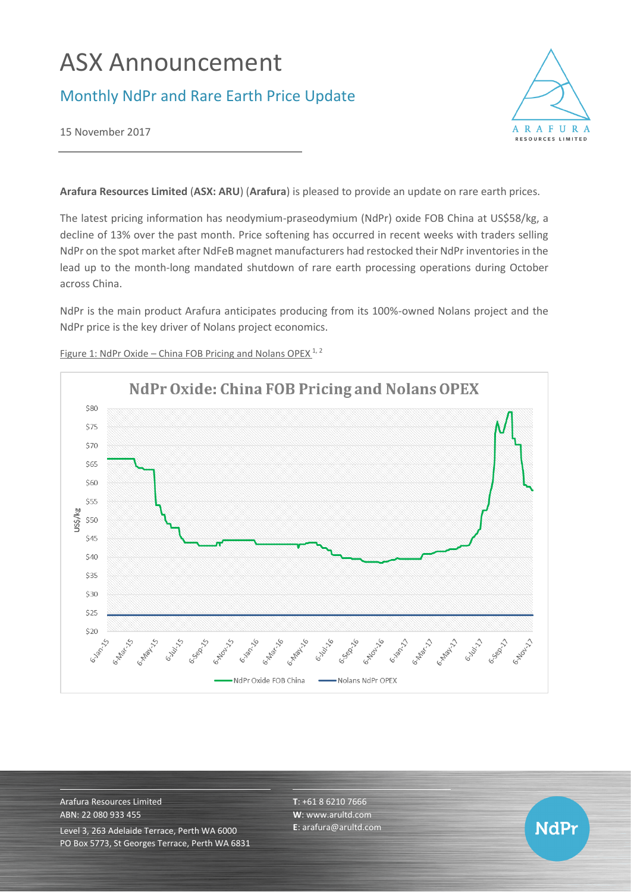# ASX Announcement

## Monthly NdPr and Rare Earth Price Update

15 November 2017

**Arafura Resources Limited** (**ASX: ARU**) (**Arafura**) is pleased to provide an update on rare earth prices.

The latest pricing information has neodymium-praseodymium (NdPr) oxide FOB China at US$58/kg, a decline of 13% over the past month. Price softening has occurred in recent weeks with traders selling NdPr on the spot market after NdFeB magnet manufacturers had restocked their NdPr inventories in the lead up to the month-long mandated shutdown of rare earth processing operations during October across China.

NdPr is the main product Arafura anticipates producing from its 100%-owned Nolans project and the NdPr price is the key driver of Nolans project economics.

Figure 1: NdPr Oxide – China FOB Pricing and Nolans OPEX [1, 2]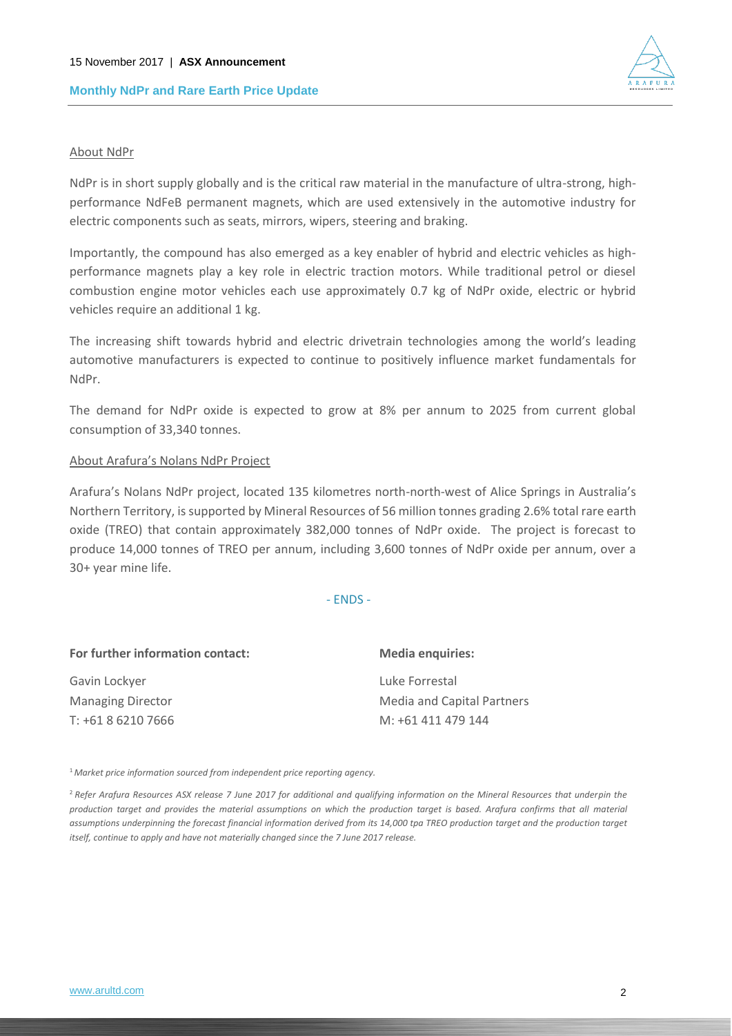<u>About NdPr</u>

NdPr is in short supply globally and is the critical raw material in the manufacture of ultra-strong, high-performance NdFeB permanent magnets, which are used extensively in the automotive industry for electric components such as seats, mirrors, wipers, steering and braking.

Importantly, the compound has also emerged as a key enabler of hybrid and electric vehicles as high-performance magnets play a key role in electric traction motors. While traditional petrol or diesel combustion engine motor vehicles each use approximately 0.7 kg of NdPr oxide, electric or hybrid vehicles require an additional 1 kg.

The increasing shift towards hybrid and electric drivetrain technologies among the world's leading automotive manufacturers is expected to continue to positively influence market fundamentals for NdPr.

The demand for NdPr oxide is expected to grow at 8% per annum to 2025 from current global consumption of 33,340 tonnes.

<u>About Arafura's Nolans NdPr Project</u>

Arafura's Nolans NdPr project, located 135 kilometres north-north-west of Alice Springs in Australia's Northern Territory, is supported by Mineral Resources of 56 million tonnes grading 2.6% total rare earth oxide (TREO) that contain approximately 382,000 tonnes of NdPr oxide. The project is forecast to produce 14,000 tonnes of TREO per annum, including 3,600 tonnes of NdPr oxide per annum, over a 30+ year mine life.

- ENDS -

**For further information contact:**

Gavin Lockyer
Managing Director
T: +61 8 6210 7666

**Media enquiries:**

Luke Forrestal
Media and Capital Partners
M: +61 411 479 144

[1] *Market price information sourced from independent price reporting agency.*

[2] *Refer Arafura Resources ASX release 7 June 2017 for additional and qualifying information on the Mineral Resources that underpin the production target and provides the material assumptions on which the production target is based. Arafura confirms that all material assumptions underpinning the forecast financial information derived from its 14,000 tpa TREO production target and the production target itself, continue to apply and have not materially changed since the 7 June 2017 release.*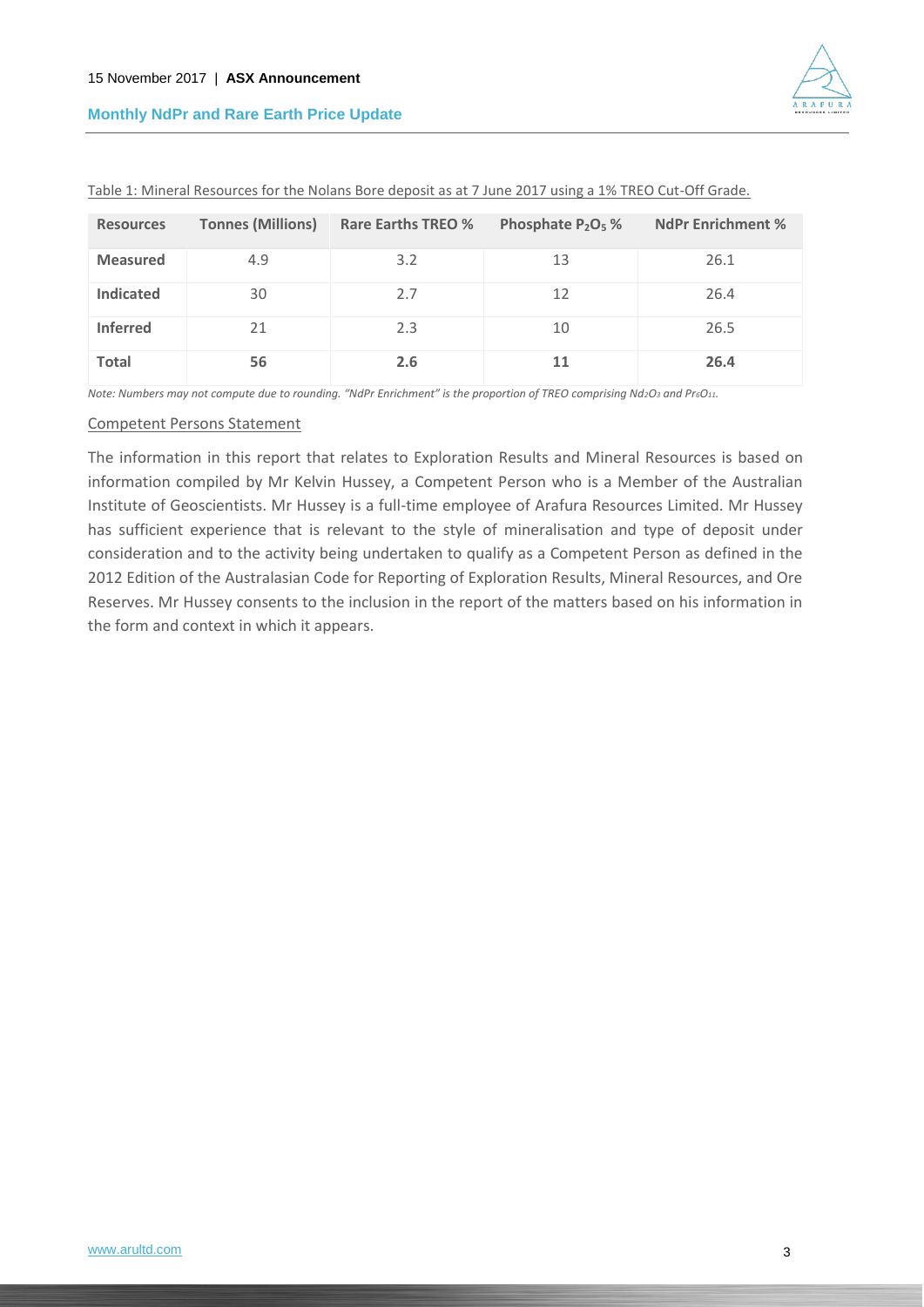Table 1: Mineral Resources for the Nolans Bore deposit as at 7 June 2017 using a 1% TREO Cut-Off Grade.

| Resources | Tonnes (Millions) | Rare Earths TREO % | Phosphate $P_2O_5$ % | NdPr Enrichment % |
|---|---|---|---|---|
| **Measured** | 4.9 | 3.2 | 13 | 26.1 |
| **Indicated** | 30 | 2.7 | 12 | 26.4 |
| **Inferred** | 21 | 2.3 | 10 | 26.5 |
| **Total** | **56** | **2.6** | **11** | **26.4** |

*Note: Numbers may not compute due to rounding. "NdPr Enrichment" is the proportion of TREO comprising $Nd_2O_3$ and $Pr_6O_{11}$.*

## Competent Persons Statement

The information in this report that relates to Exploration Results and Mineral Resources is based on information compiled by Mr Kelvin Hussey, a Competent Person who is a Member of the Australian Institute of Geoscientists. Mr Hussey is a full-time employee of Arafura Resources Limited. Mr Hussey has sufficient experience that is relevant to the style of mineralisation and type of deposit under consideration and to the activity being undertaken to qualify as a Competent Person as defined in the 2012 Edition of the Australasian Code for Reporting of Exploration Results, Mineral Resources, and Ore Reserves. Mr Hussey consents to the inclusion in the report of the matters based on his information in the form and context in which it appears.